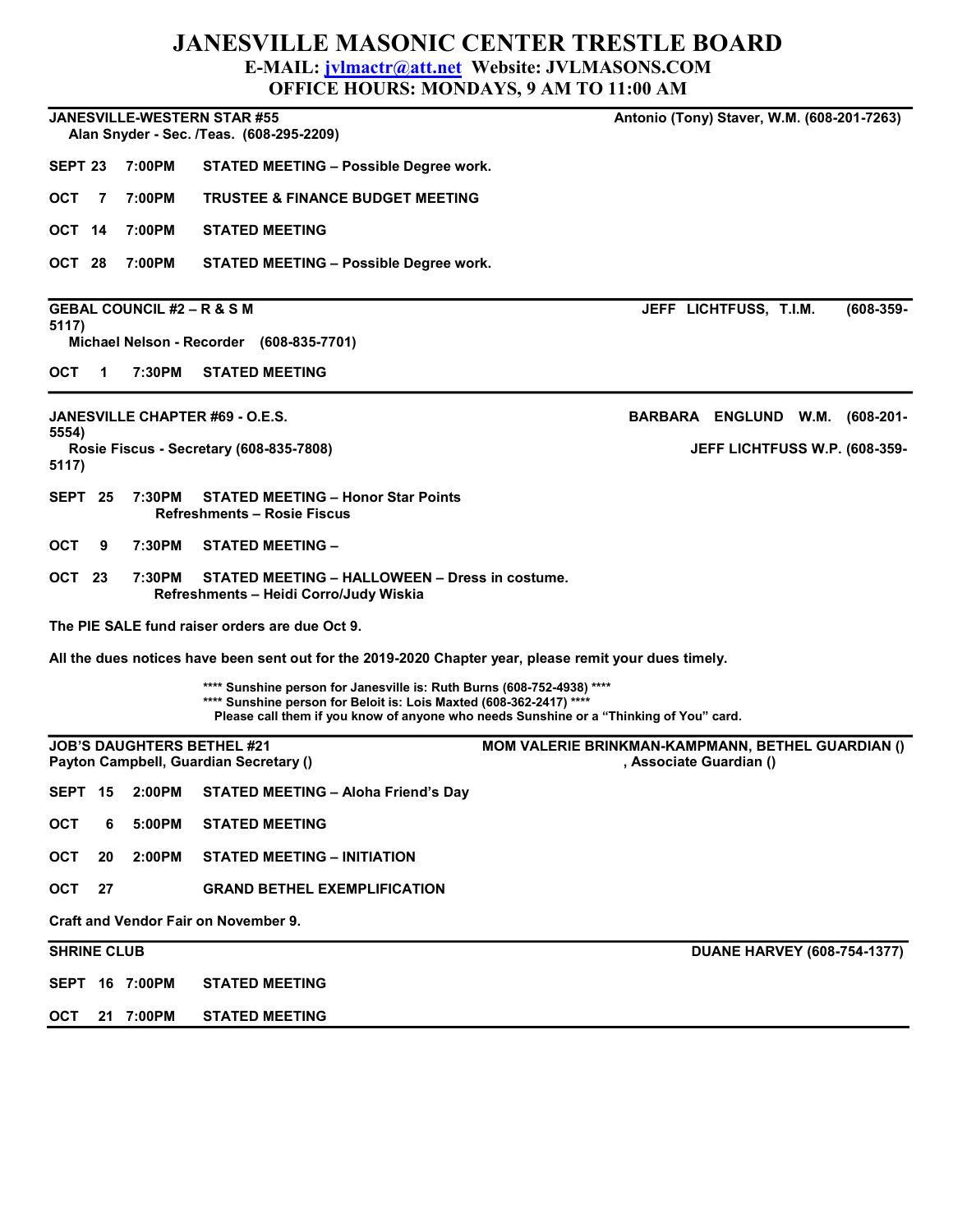# JANESVILLE MASONIC CENTER TRESTLE BOARD

**E-MAIL: jvlmactr@att.net Website: JVLMASONS.COM**

**OFFICE HOURS: MONDAYS, 9 AM TO 11:00 AM**

---

**JANESVILLE-WESTERN STAR #55** — **Antonio (Tony) Staver, W.M. (608-201-7263)**

**Alan Snyder - Sec. /Teas. (608-295-2209)**

**SEPT 23 7:00PM STATED MEETING – Possible Degree work.**

**OCT 7 7:00PM TRUSTEE & FINANCE BUDGET MEETING**

**OCT 14 7:00PM STATED MEETING**

**OCT 28 7:00PM STATED MEETING – Possible Degree work.**

---

**GEBAL COUNCIL #2 – R & S M** — **JEFF LICHTFUSS, T.I.M. (608-359-5117)**

**Michael Nelson - Recorder (608-835-7701)**

**OCT 1 7:30PM STATED MEETING**

---

**JANESVILLE CHAPTER #69 - O.E.S.** — **BARBARA ENGLUND W.M. (608-201-5554)**

**Rosie Fiscus - Secretary (608-835-7808)** — **JEFF LICHTFUSS W.P. (608-359-5117)**

**SEPT 25 7:30PM STATED MEETING – Honor Star Points**
**Refreshments – Rosie Fiscus**

**OCT 9 7:30PM STATED MEETING –**

**OCT 23 7:30PM STATED MEETING – HALLOWEEN – Dress in costume.**
**Refreshments – Heidi Corro/Judy Wiskia**

**The PIE SALE fund raiser orders are due Oct 9.**

**All the dues notices have been sent out for the 2019-2020 Chapter year, please remit your dues timely.**

**\*\*\*\* Sunshine person for Janesville is: Ruth Burns (608-752-4938) \*\*\*\***
**\*\*\*\* Sunshine person for Beloit is: Lois Maxted (608-362-2417) \*\*\*\***
**Please call them if you know of anyone who needs Sunshine or a "Thinking of You" card.**

---

**JOB'S DAUGHTERS BETHEL #21** — **MOM VALERIE BRINKMAN-KAMPMANN, BETHEL GUARDIAN ()**

**Payton Campbell, Guardian Secretary ()** — **, Associate Guardian ()**

**SEPT 15 2:00PM STATED MEETING – Aloha Friend's Day**

**OCT 6 5:00PM STATED MEETING**

**OCT 20 2:00PM STATED MEETING – INITIATION**

**OCT 27 GRAND BETHEL EXEMPLIFICATION**

**Craft and Vendor Fair on November 9.**

---

**SHRINE CLUB** — **DUANE HARVEY (608-754-1377)**

**SEPT 16 7:00PM STATED MEETING**

**OCT 21 7:00PM STATED MEETING**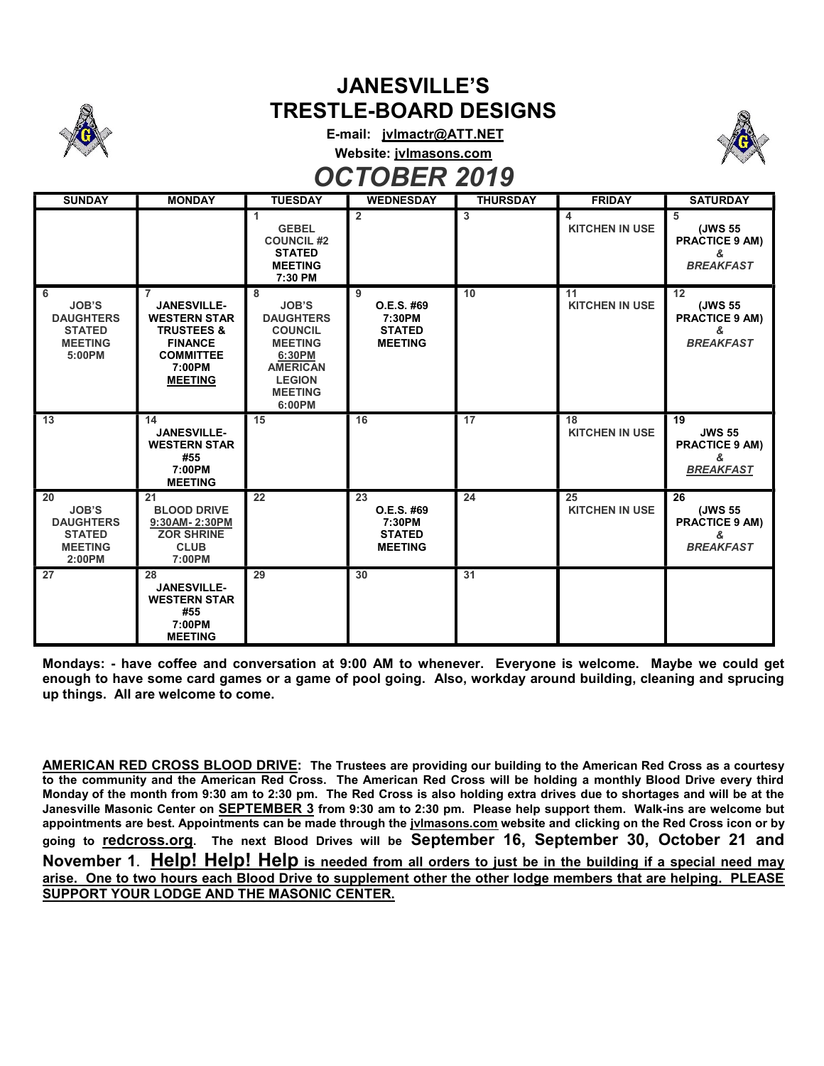# JANESVILLE'S TRESTLE-BOARD DESIGNS

**E-mail: jvlmactr@ATT.NET**

**Website: jvlmasons.com**

## *OCTOBER 2019*

| SUNDAY | MONDAY | TUESDAY | WEDNESDAY | THURSDAY | FRIDAY | SATURDAY |
|---|---|---|---|---|---|---|
| | | 1 GEBEL COUNCIL #2 STATED MEETING 7:30 PM | 2 | 3 | 4 KITCHEN IN USE | 5 (JWS 55 PRACTICE 9 AM) & *BREAKFAST* |
| 6 JOB'S DAUGHTERS STATED MEETING 5:00PM | 7 JANESVILLE-WESTERN STAR TRUSTEES & FINANCE COMMITTEE 7:00PM MEETING | 8 JOB'S DAUGHTERS COUNCIL MEETING 6:30PM AMERICAN LEGION MEETING 6:00PM | 9 O.E.S. #69 7:30PM STATED MEETING | 10 | 11 KITCHEN IN USE | 12 (JWS 55 PRACTICE 9 AM) & *BREAKFAST* |
| 13 | 14 JANESVILLE-WESTERN STAR #55 7:00PM MEETING | 15 | 16 | 17 | 18 KITCHEN IN USE | 19 JWS 55 PRACTICE 9 AM) & *BREAKFAST* |
| 20 JOB'S DAUGHTERS STATED MEETING 2:00PM | 21 BLOOD DRIVE 9:30AM- 2:30PM ZOR SHRINE CLUB 7:00PM | 22 | 23 O.E.S. #69 7:30PM STATED MEETING | 24 | 25 KITCHEN IN USE | 26 (JWS 55 PRACTICE 9 AM) & *BREAKFAST* |
| 27 | 28 JANESVILLE-WESTERN STAR #55 7:00PM MEETING | 29 | 30 | 31 | | |

**Mondays: - have coffee and conversation at 9:00 AM to whenever. Everyone is welcome. Maybe we could get enough to have some card games or a game of pool going. Also, workday around building, cleaning and sprucing up things. All are welcome to come.**

**AMERICAN RED CROSS BLOOD DRIVE: The Trustees are providing our building to the American Red Cross as a courtesy to the community and the American Red Cross. The American Red Cross will be holding a monthly Blood Drive every third Monday of the month from 9:30 am to 2:30 pm. The Red Cross is also holding extra drives due to shortages and will be at the Janesville Masonic Center on SEPTEMBER 3 from 9:30 am to 2:30 pm. Please help support them. Walk-ins are welcome but appointments are best. Appointments can be made through the jvlmasons.com website and clicking on the Red Cross icon or by going to redcross.org. The next Blood Drives will be September 16, September 30, October 21 and November 1. Help! Help! Help is needed from all orders to just be in the building if a special need may arise. One to two hours each Blood Drive to supplement other the other lodge members that are helping. PLEASE SUPPORT YOUR LODGE AND THE MASONIC CENTER.**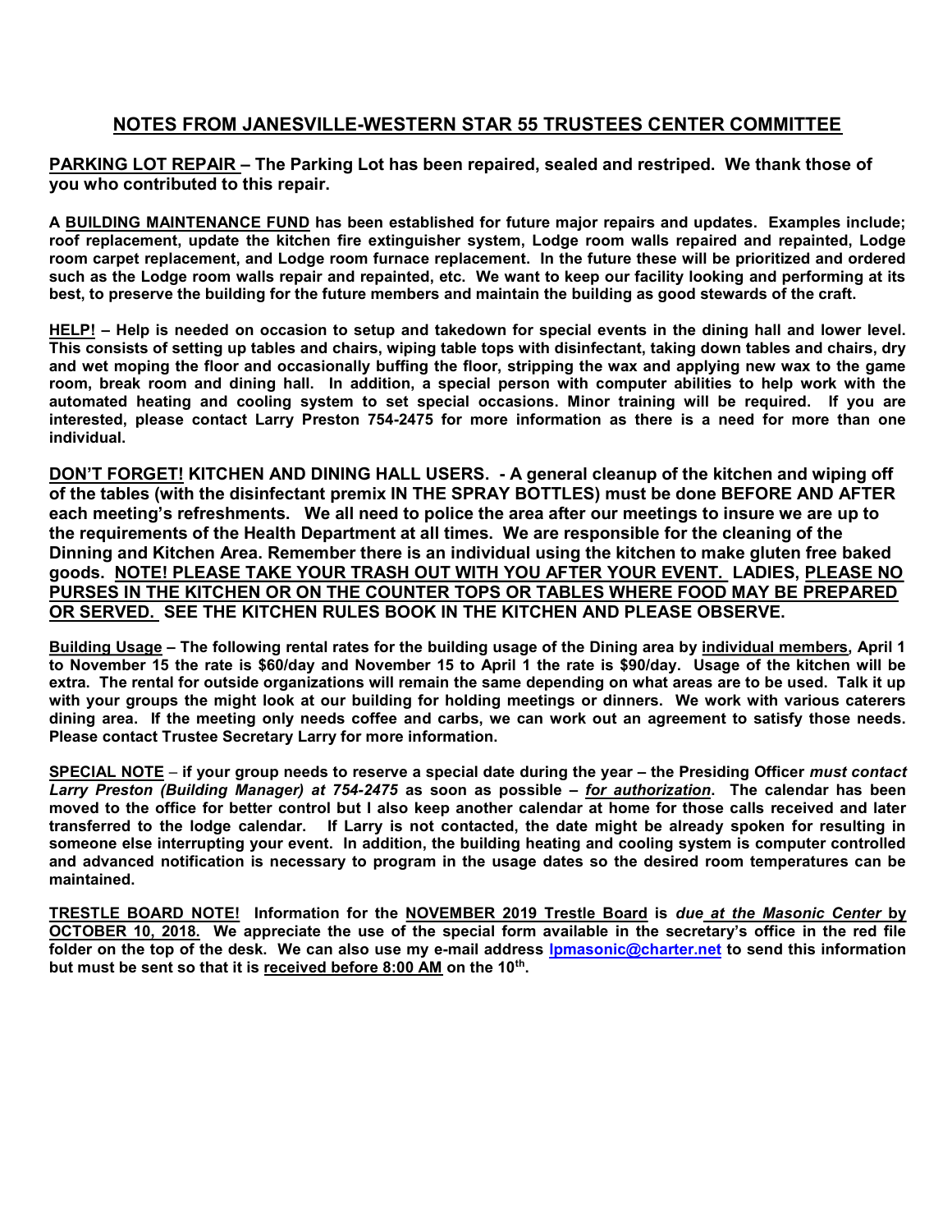## NOTES FROM JANESVILLE-WESTERN STAR 55 TRUSTEES CENTER COMMITTEE

**PARKING LOT REPAIR – The Parking Lot has been repaired, sealed and restriped. We thank those of you who contributed to this repair.**

**A BUILDING MAINTENANCE FUND has been established for future major repairs and updates. Examples include; roof replacement, update the kitchen fire extinguisher system, Lodge room walls repaired and repainted, Lodge room carpet replacement, and Lodge room furnace replacement. In the future these will be prioritized and ordered such as the Lodge room walls repair and repainted, etc. We want to keep our facility looking and performing at its best, to preserve the building for the future members and maintain the building as good stewards of the craft.**

**HELP! – Help is needed on occasion to setup and takedown for special events in the dining hall and lower level. This consists of setting up tables and chairs, wiping table tops with disinfectant, taking down tables and chairs, dry and wet moping the floor and occasionally buffing the floor, stripping the wax and applying new wax to the game room, break room and dining hall. In addition, a special person with computer abilities to help work with the automated heating and cooling system to set special occasions. Minor training will be required. If you are interested, please contact Larry Preston 754-2475 for more information as there is a need for more than one individual.**

**DON'T FORGET! KITCHEN AND DINING HALL USERS. - A general cleanup of the kitchen and wiping off of the tables (with the disinfectant premix IN THE SPRAY BOTTLES) must be done BEFORE AND AFTER each meeting's refreshments. We all need to police the area after our meetings to insure we are up to the requirements of the Health Department at all times. We are responsible for the cleaning of the Dinning and Kitchen Area. Remember there is an individual using the kitchen to make gluten free baked goods. NOTE! PLEASE TAKE YOUR TRASH OUT WITH YOU AFTER YOUR EVENT. LADIES, PLEASE NO PURSES IN THE KITCHEN OR ON THE COUNTER TOPS OR TABLES WHERE FOOD MAY BE PREPARED OR SERVED. SEE THE KITCHEN RULES BOOK IN THE KITCHEN AND PLEASE OBSERVE.**

**Building Usage – The following rental rates for the building usage of the Dining area by individual members, April 1 to November 15 the rate is $60/day and November 15 to April 1 the rate is $90/day. Usage of the kitchen will be extra. The rental for outside organizations will remain the same depending on what areas are to be used. Talk it up with your groups the might look at our building for holding meetings or dinners. We work with various caterers dining area. If the meeting only needs coffee and carbs, we can work out an agreement to satisfy those needs. Please contact Trustee Secretary Larry for more information.**

**SPECIAL NOTE – if your group needs to reserve a special date during the year – the Presiding Officer *must contact Larry Preston (Building Manager) at 754-2475* as soon as possible – *for authorization*. The calendar has been moved to the office for better control but I also keep another calendar at home for those calls received and later transferred to the lodge calendar. If Larry is not contacted, the date might be already spoken for resulting in someone else interrupting your event. In addition, the building heating and cooling system is computer controlled and advanced notification is necessary to program in the usage dates so the desired room temperatures can be maintained.**

**TRESTLE BOARD NOTE! Information for the NOVEMBER 2019 Trestle Board is *due at the Masonic Center* by OCTOBER 10, 2018. We appreciate the use of the special form available in the secretary's office in the red file folder on the top of the desk. We can also use my e-mail address lpmasonic@charter.net to send this information but must be sent so that it is received before 8:00 AM on the 10th.**